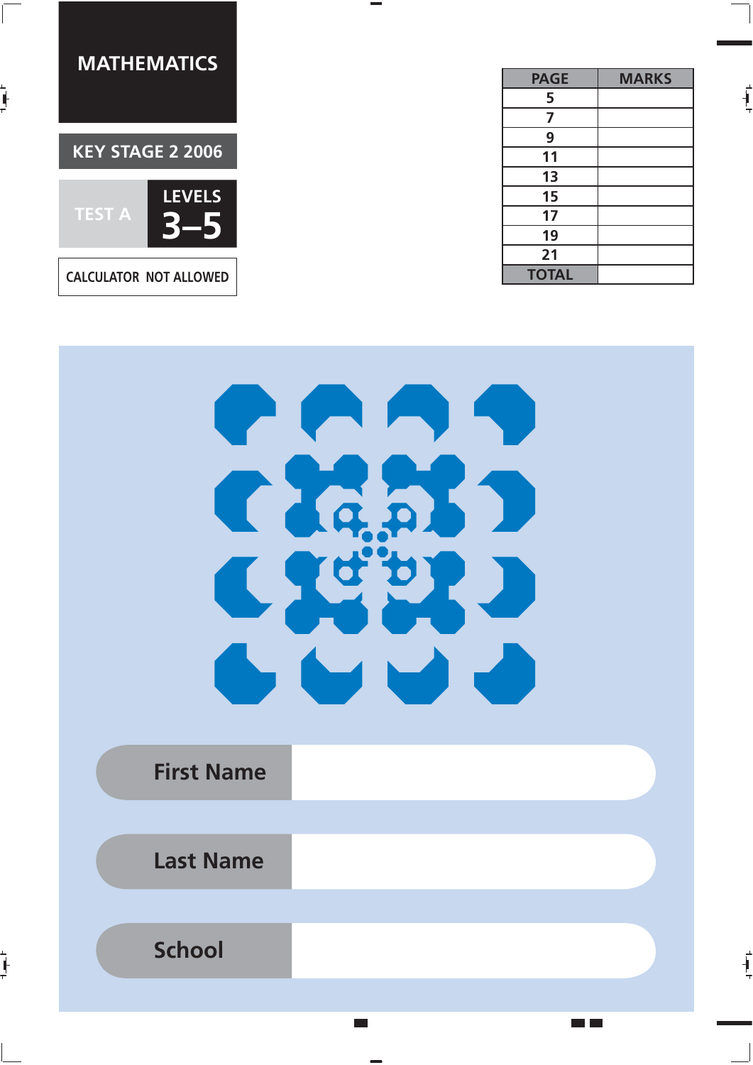# MATHEMATICS

## KEY STAGE 2 2006

TEST A

LEVELS **3–5**

CALCULATOR NOT ALLOWED

| PAGE | MARKS |
|---|---|
| 5 | |
| 7 | |
| 9 | |
| 11 | |
| 13 | |
| 15 | |
| 17 | |
| 19 | |
| 21 | |
| TOTAL | |

**First Name**

**Last Name**

**School**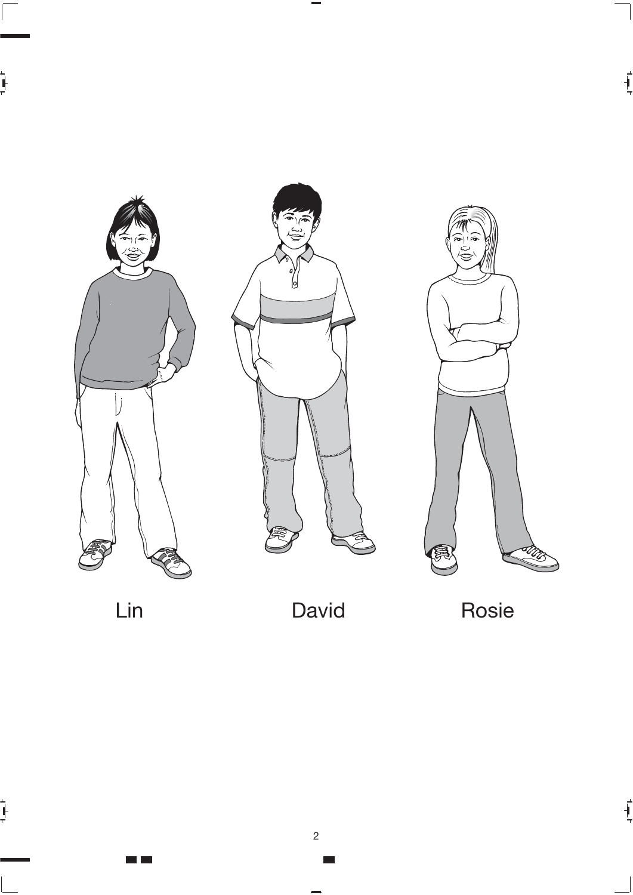Lin

David

Rosie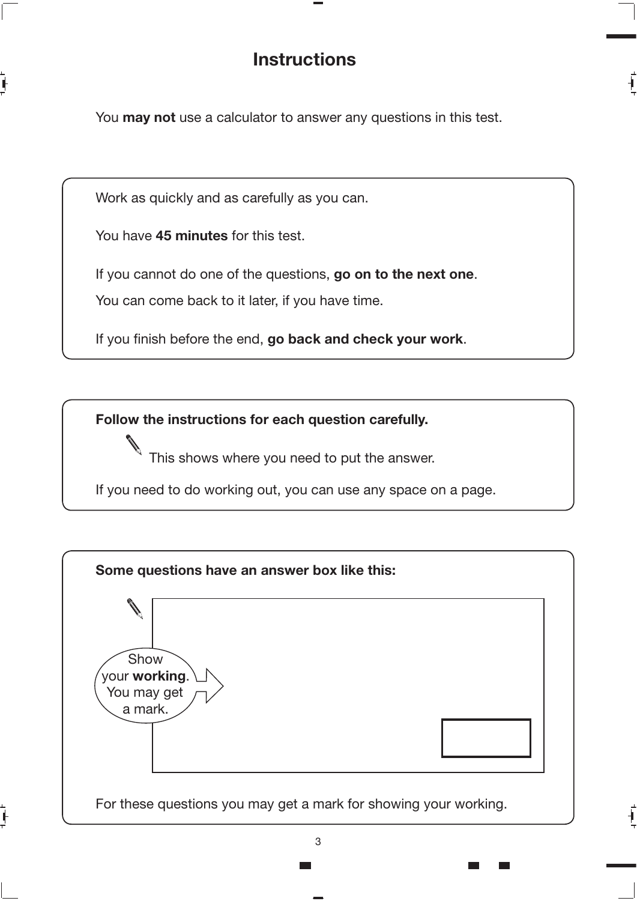# Instructions

You **may not** use a calculator to answer any questions in this test.

Work as quickly and as carefully as you can.

You have **45 minutes** for this test.

If you cannot do one of the questions, **go on to the next one**.

You can come back to it later, if you have time.

If you finish before the end, **go back and check your work**.

**Follow the instructions for each question carefully.**

This shows where you need to put the answer.

If you need to do working out, you can use any space on a page.

**Some questions have an answer box like this:**

Show your **working**. You may get a mark.

For these questions you may get a mark for showing your working.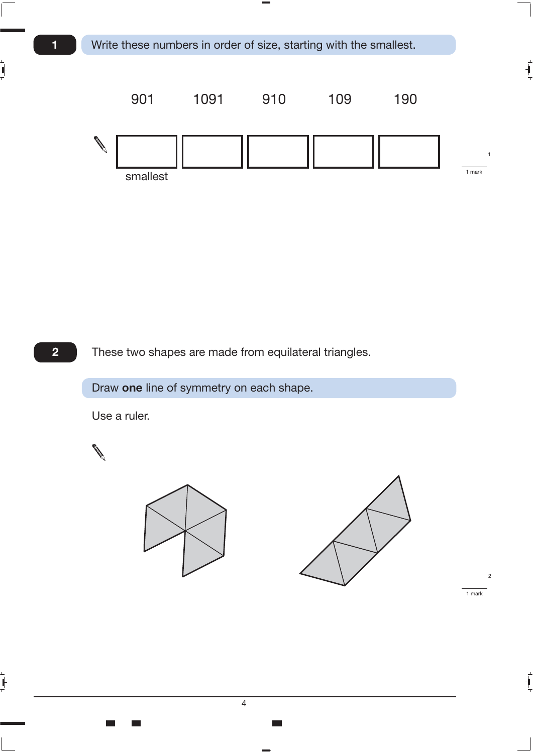**1** Write these numbers in order of size, starting with the smallest.

901 1091 910 109 190

| | | | | |
|---|---|---|---|---|
| | | | | |
| smallest | | | | |

1 mark

**2** These two shapes are made from equilateral triangles.

Draw **one** line of symmetry on each shape.

Use a ruler.

1 mark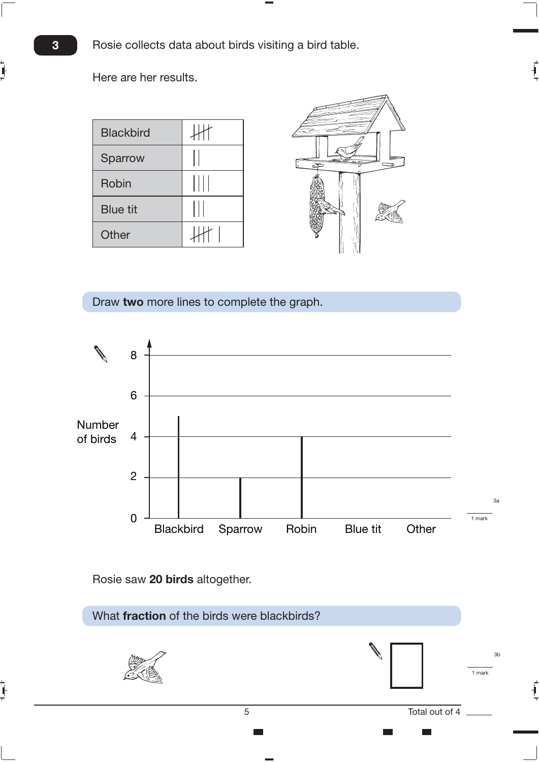**3** Rosie collects data about birds visiting a bird table.

Here are her results.

| Blackbird | 𝍸 |
|---|---|
| Sparrow | \|\| |
| Robin | \|\|\|\| |
| Blue tit | \|\|\| |
| Other | 𝍸 \| |

Draw **two** more lines to complete the graph.

Number of birds

8

6

4

2

0

Blackbird Sparrow Robin Blue tit Other

3a

1 mark

Rosie saw **20 birds** altogether.

What **fraction** of the birds were blackbirds?

3b

1 mark

Total out of 4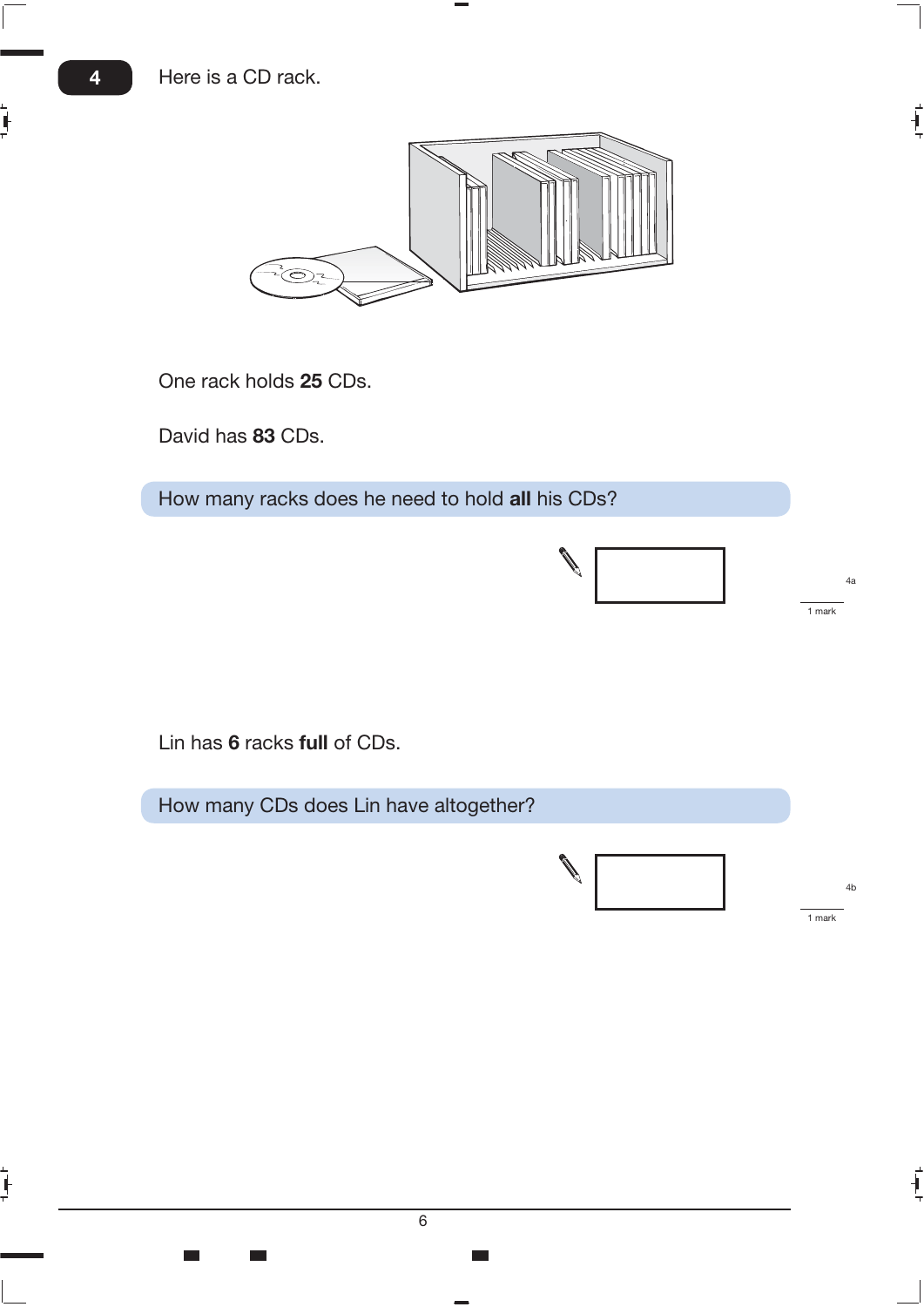**4** Here is a CD rack.

One rack holds **25** CDs.

David has **83** CDs.

How many racks does he need to hold **all** his CDs?

4a

1 mark

Lin has **6** racks **full** of CDs.

How many CDs does Lin have altogether?

4b

1 mark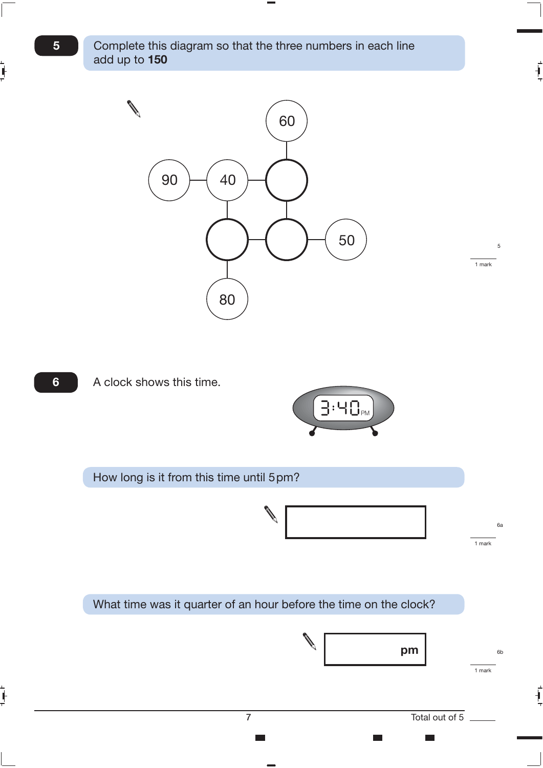**5** Complete this diagram so that the three numbers in each line add up to **150**

60

90 — 40 — ( )

( ) — ( ) — 50

80

1 mark

**6** A clock shows this time.

3:40 PM

How long is it from this time until 5pm?

1 mark

What time was it quarter of an hour before the time on the clock?

pm

1 mark

Total out of 5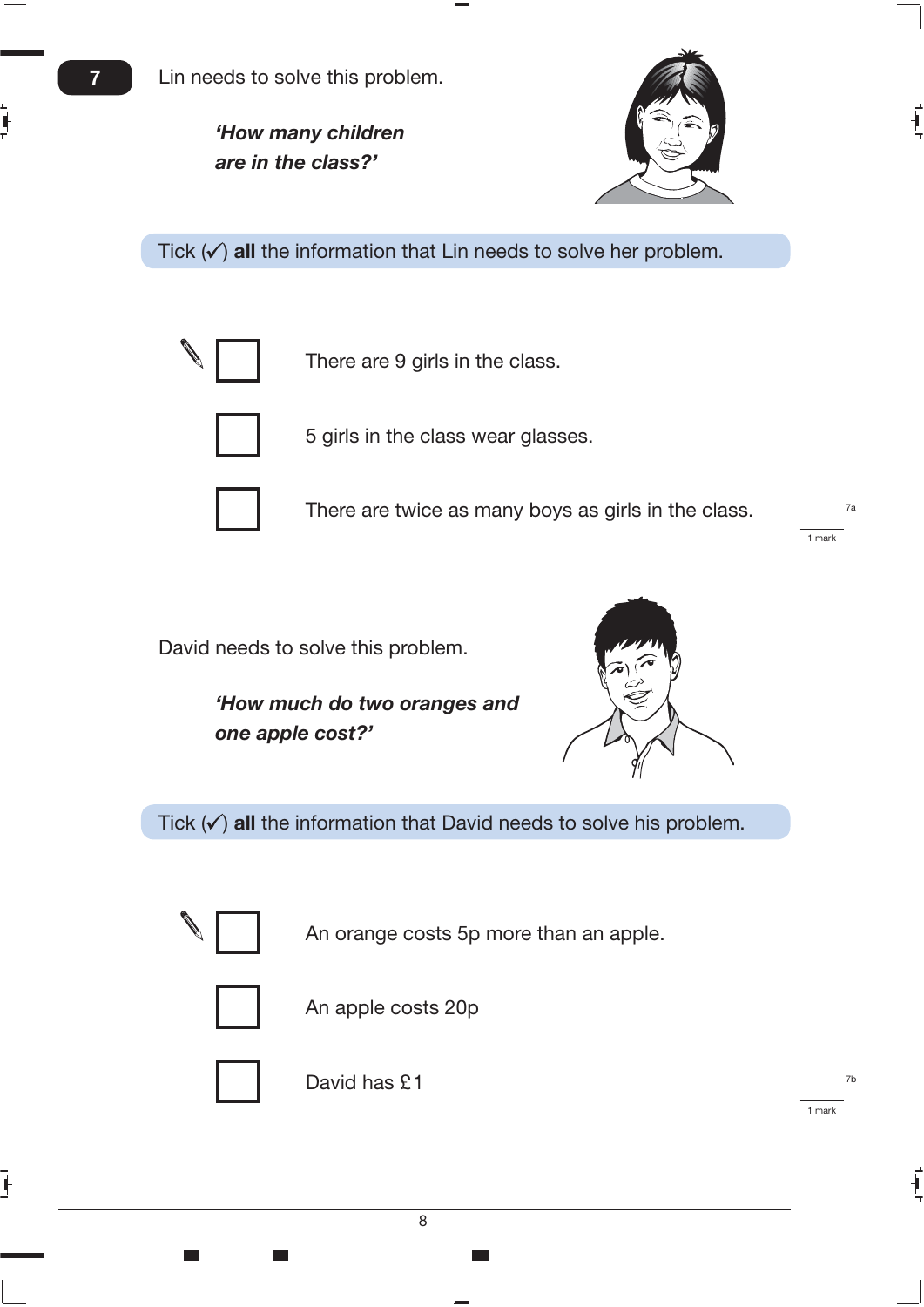**7** Lin needs to solve this problem.

> ***'How many children are in the class?'***

Tick (✓) **all** the information that Lin needs to solve her problem.

- [ ] There are 9 girls in the class.
- [ ] 5 girls in the class wear glasses.
- [ ] There are twice as many boys as girls in the class.

7a

1 mark

David needs to solve this problem.

> ***'How much do two oranges and one apple cost?'***

Tick (✓) **all** the information that David needs to solve his problem.

- [ ] An orange costs 5p more than an apple.
- [ ] An apple costs 20p
- [ ] David has £1

7b

1 mark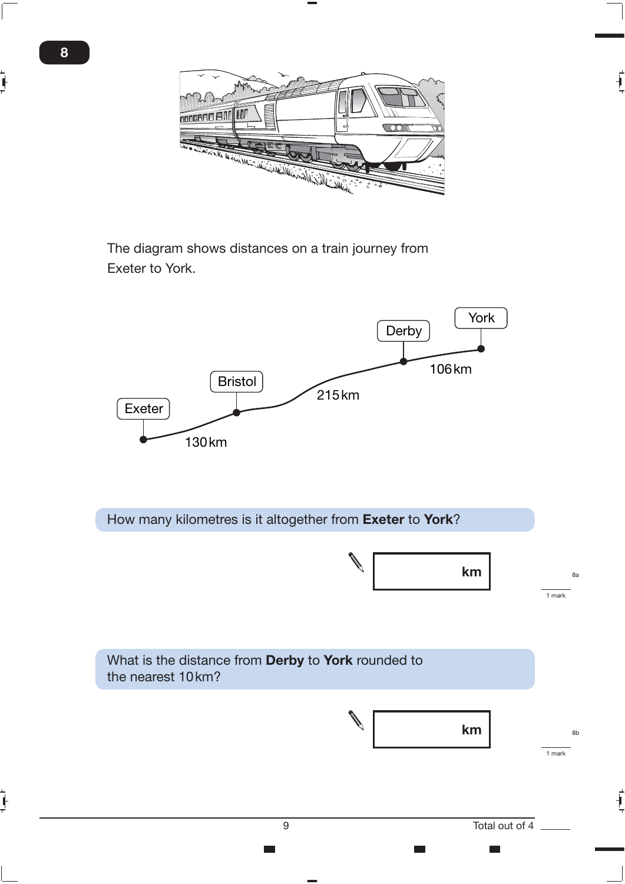**8**

The diagram shows distances on a train journey from Exeter to York.

Exeter — 130 km — Bristol — 215 km — Derby — 106 km — York

How many kilometres is it altogether from **Exeter** to **York**?

km

8a

1 mark

What is the distance from **Derby** to **York** rounded to the nearest 10 km?

km

8b

1 mark

Total out of 4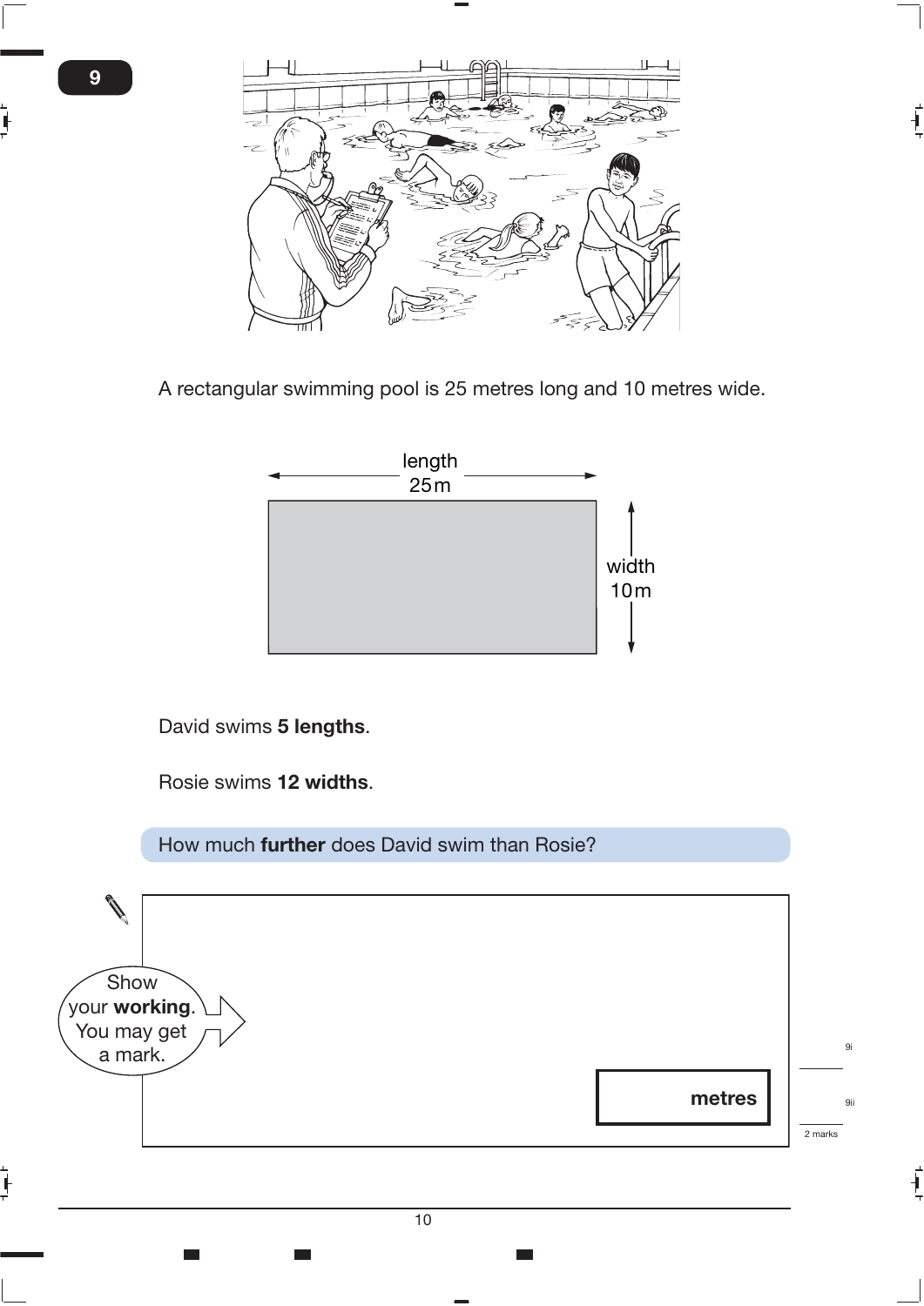**9**

A rectangular swimming pool is 25 metres long and 10 metres wide.

length 25m

width 10m

David swims **5 lengths**.

Rosie swims **12 widths**.

How much **further** does David swim than Rosie?

Show your **working**. You may get a mark.

metres

9i

9ii

2 marks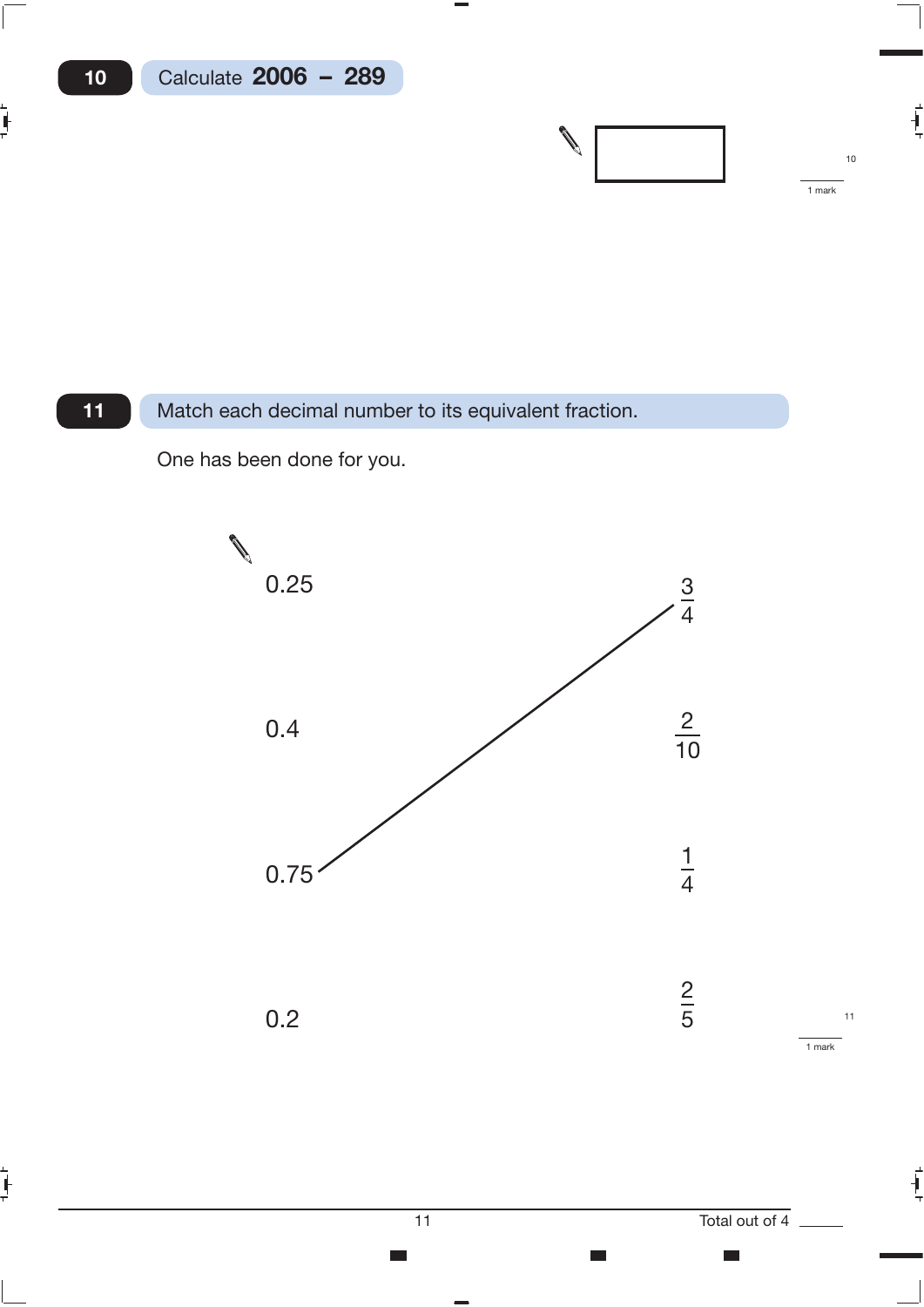**10** Calculate **2006 − 289**

1 mark

**11** Match each decimal number to its equivalent fraction.

One has been done for you.

| | |
|---|---|
| 0.25 | $\frac{3}{4}$ |
| 0.4 | $\frac{2}{10}$ |
| 0.75 | $\frac{1}{4}$ |
| 0.2 | $\frac{2}{5}$ |

(0.75 is joined by a line to $\frac{3}{4}$.)

1 mark

Total out of 4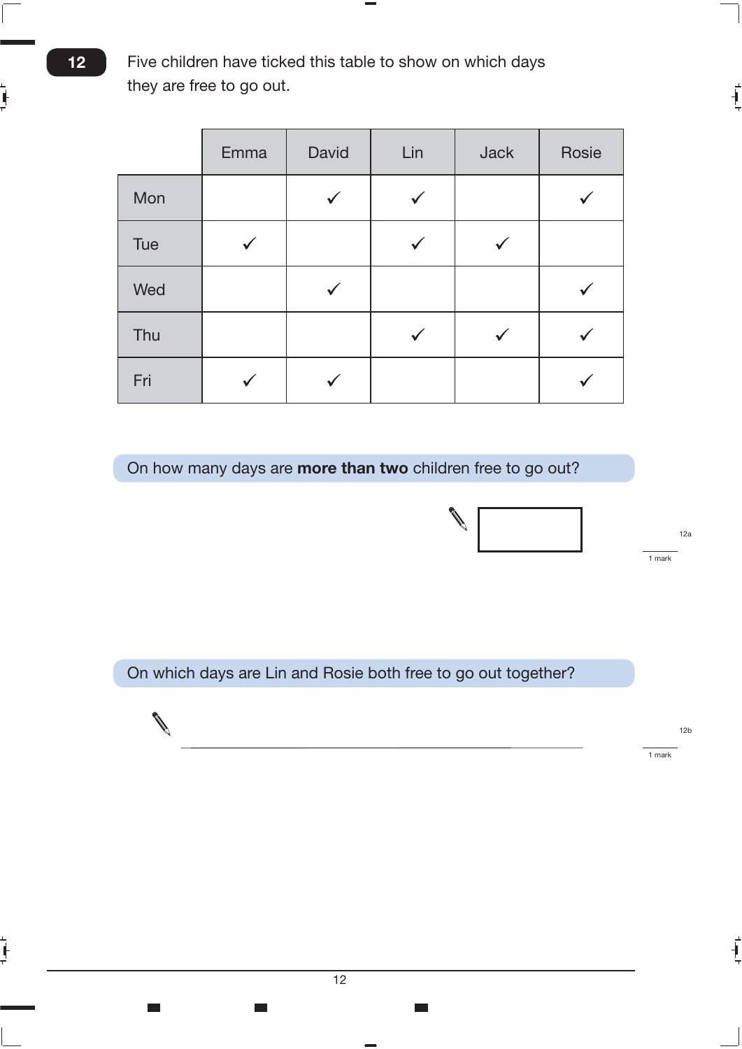**12** Five children have ticked this table to show on which days they are free to go out.

| | Emma | David | Lin | Jack | Rosie |
|---|---|---|---|---|---|
| Mon | | ✓ | ✓ | | ✓ |
| Tue | ✓ | | ✓ | ✓ | |
| Wed | | ✓ | | | ✓ |
| Thu | | | ✓ | ✓ | ✓ |
| Fri | ✓ | ✓ | | | ✓ |

On how many days are **more than two** children free to go out?

☐

12a

1 mark

On which days are Lin and Rosie both free to go out together?

\_\_\_\_\_\_\_\_\_\_\_\_\_\_\_\_\_\_\_\_\_\_\_\_\_\_\_\_\_\_\_\_\_\_\_\_

12b

1 mark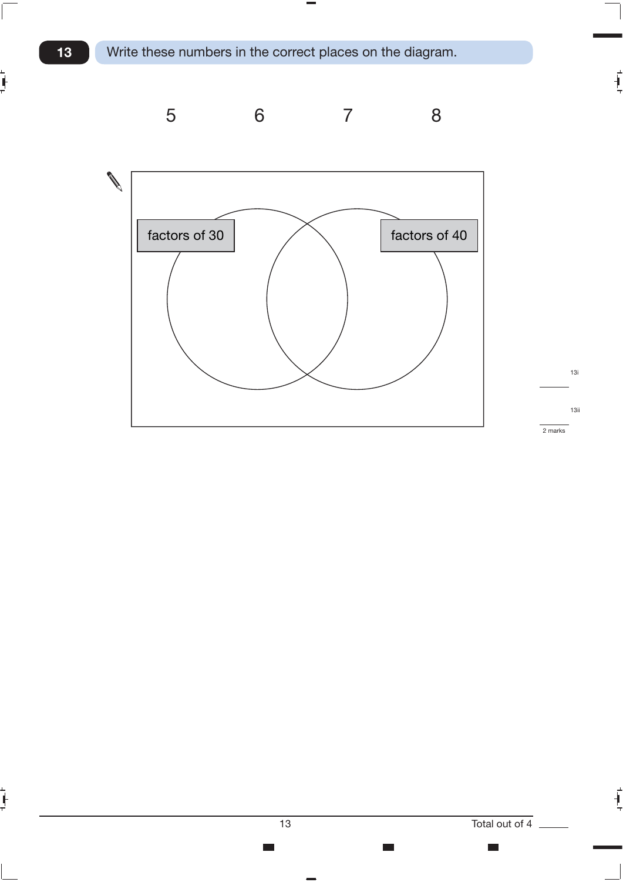**13** Write these numbers in the correct places on the diagram.

5 &nbsp;&nbsp;&nbsp;&nbsp;&nbsp;&nbsp;&nbsp;&nbsp; 6 &nbsp;&nbsp;&nbsp;&nbsp;&nbsp;&nbsp;&nbsp;&nbsp; 7 &nbsp;&nbsp;&nbsp;&nbsp;&nbsp;&nbsp;&nbsp;&nbsp; 8

factors of 30

factors of 40

13i

13ii

2 marks

Total out of 4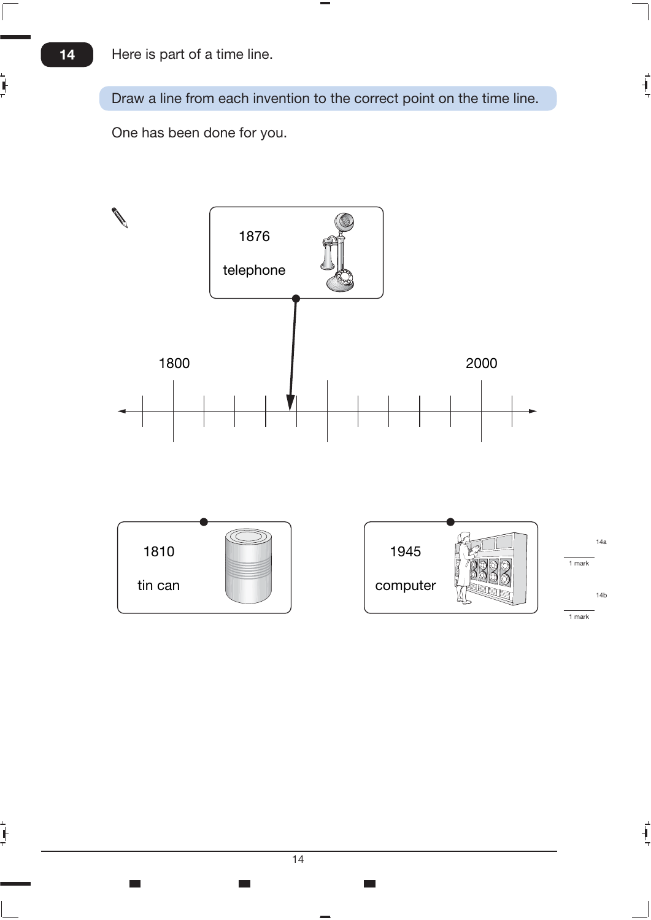**14** Here is part of a time line.

**Draw a line from each invention to the correct point on the time line.**

One has been done for you.

1876
telephone

1800 2000

1810
tin can

1945
computer

14a
1 mark

14b
1 mark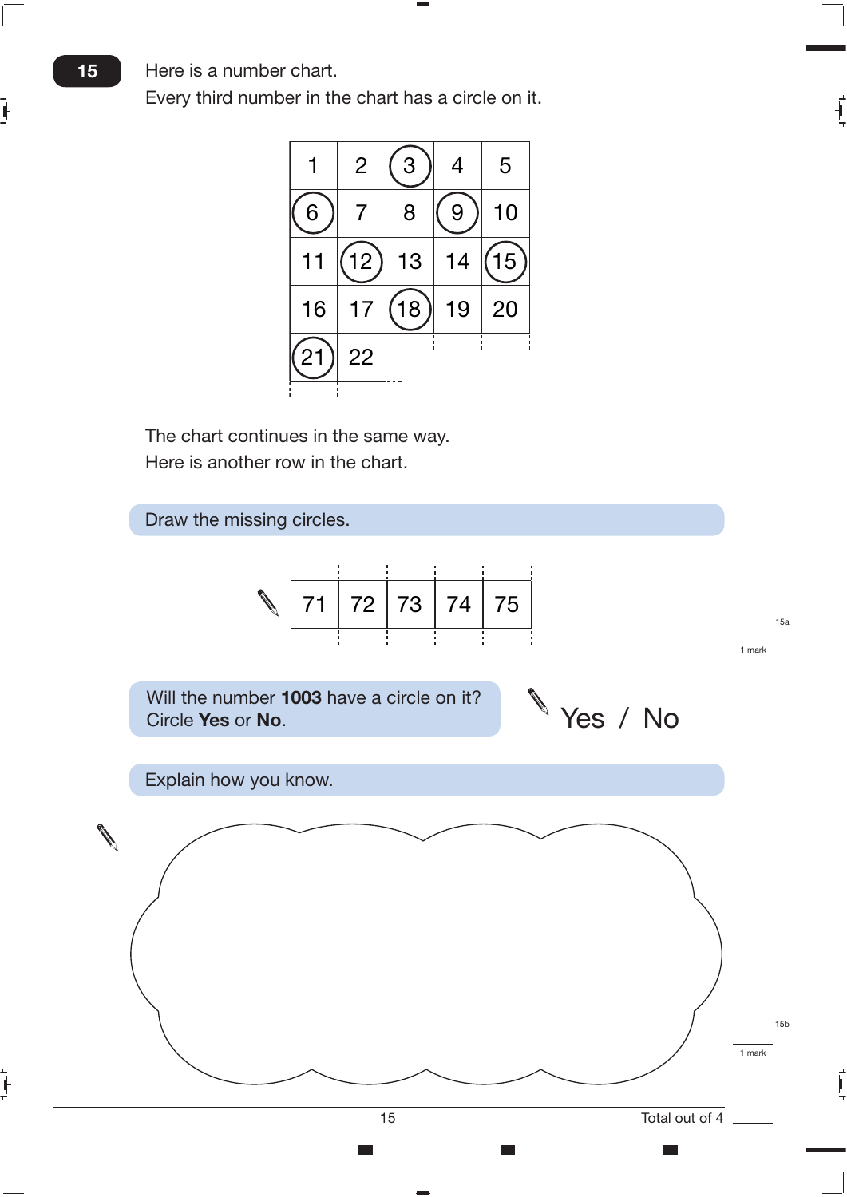**15**

Here is a number chart.
Every third number in the chart has a circle on it.

| | | | | |
|---|---|---|---|---|
| 1 | 2 | (3) | 4 | 5 |
| (6) | 7 | 8 | (9) | 10 |
| 11 | (12) | 13 | 14 | (15) |
| 16 | 17 | (18) | 19 | 20 |
| (21) | 22 | | | |

The chart continues in the same way.
Here is another row in the chart.

**Draw the missing circles.**

| | | | | |
|---|---|---|---|---|
| 71 | 72 | 73 | 74 | 75 |

15a — 1 mark

**Will the number 1003 have a circle on it? Circle Yes or No.**

Yes / No

**Explain how you know.**

15b — 1 mark

Total out of 4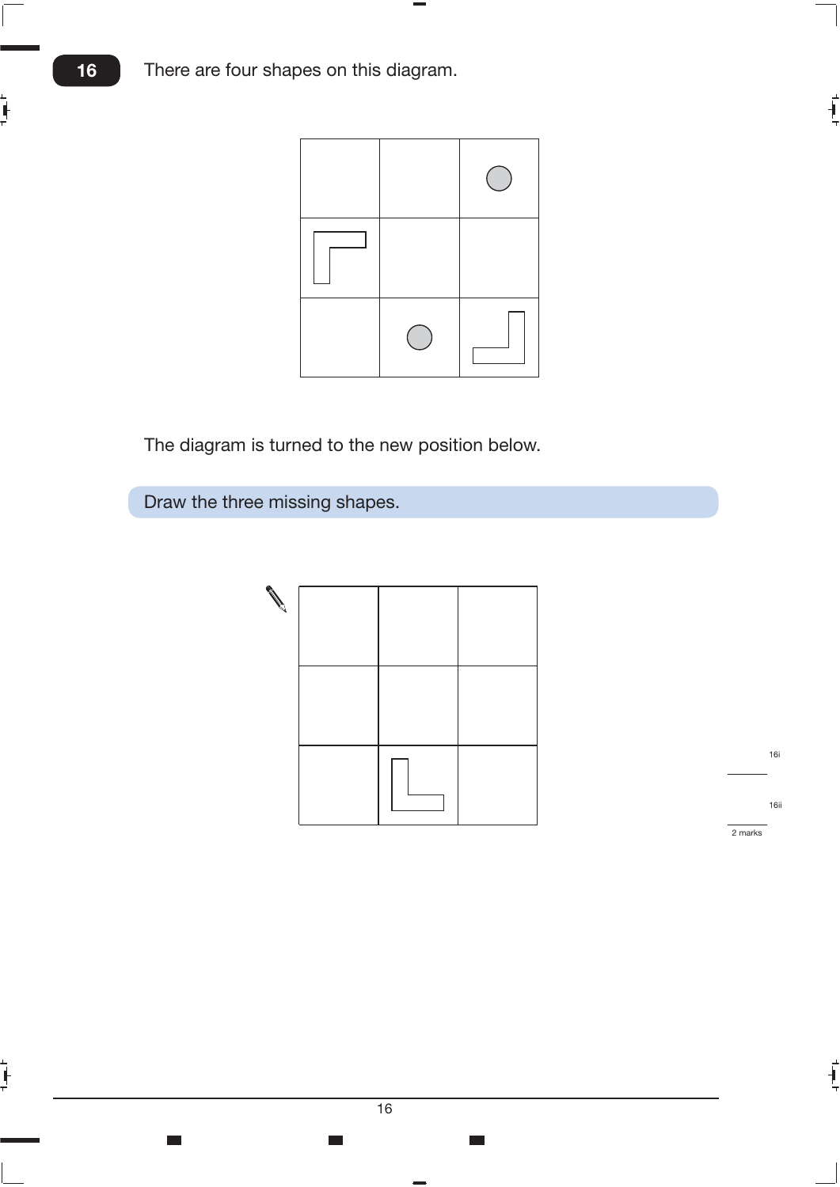**16** There are four shapes on this diagram.

The diagram is turned to the new position below.

**Draw the three missing shapes.**

2 marks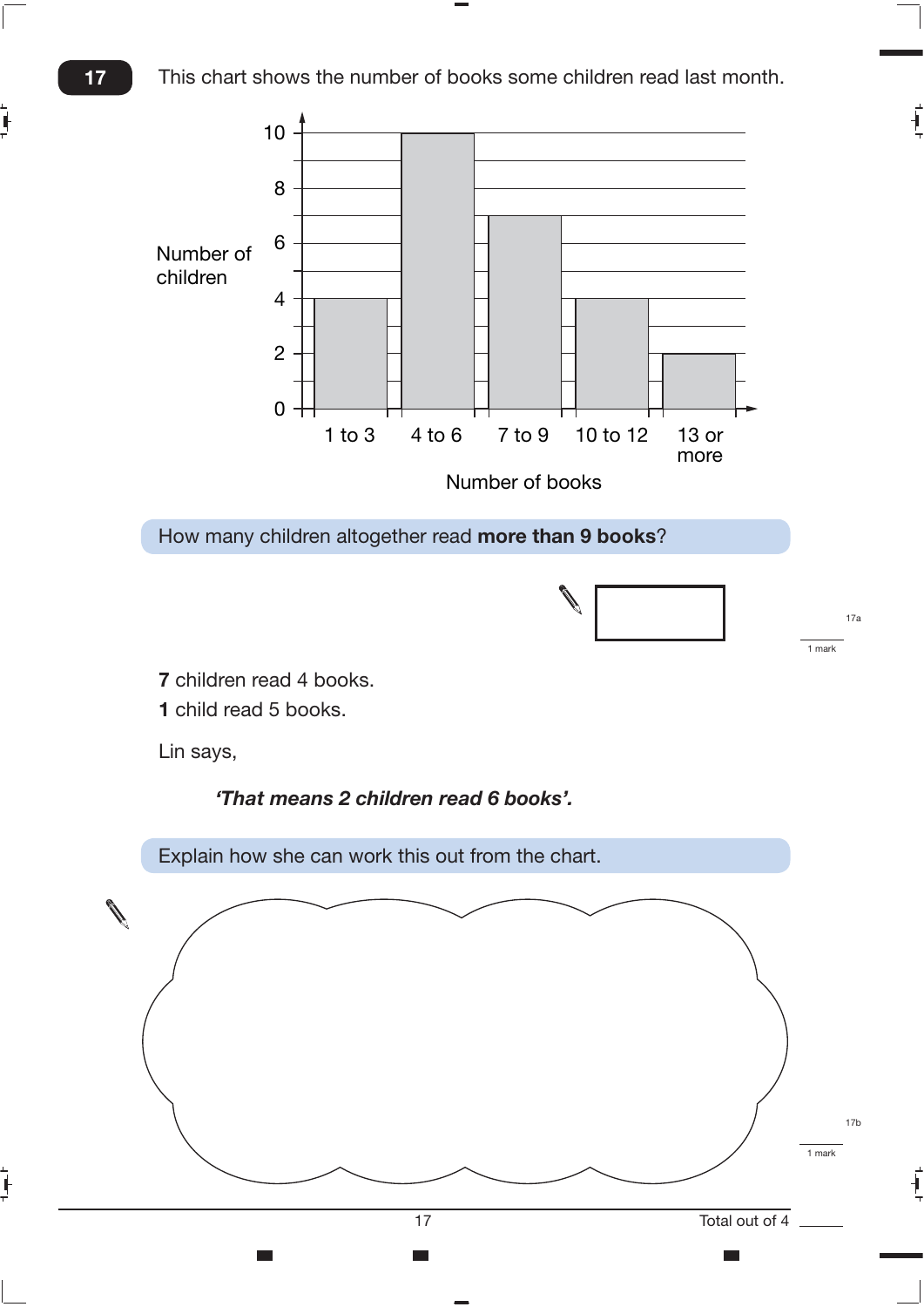**17** This chart shows the number of books some children read last month.

| Number of books | Number of children |
|---|---|
| 1 to 3 | 4 |
| 4 to 6 | 10 |
| 7 to 9 | 7 |
| 10 to 12 | 4 |
| 13 or more | 2 |

How many children altogether read **more than 9 books**?

17a — 1 mark

**7** children read 4 books.

**1** child read 5 books.

Lin says,

> ***'That means 2 children read 6 books'.***

Explain how she can work this out from the chart.

17b — 1 mark

Total out of 4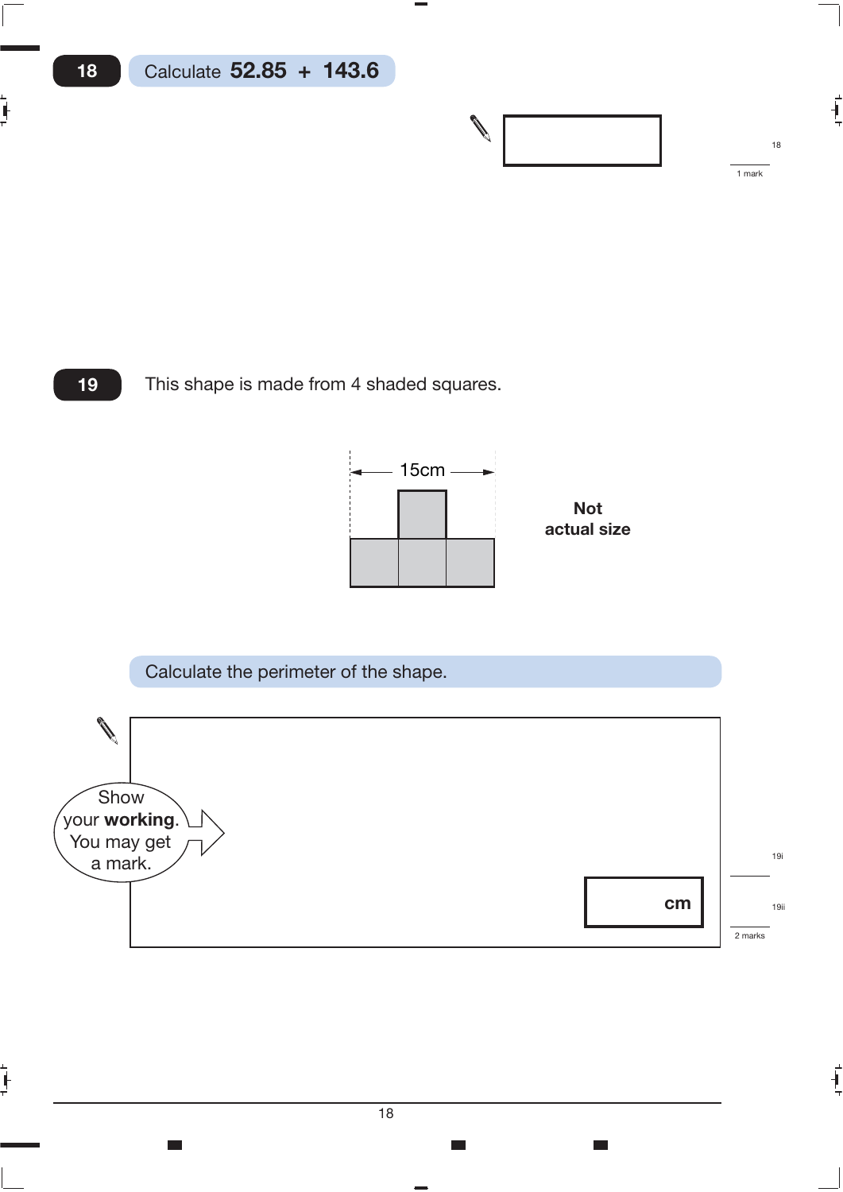**18** Calculate **52.85 + 143.6**

1 mark

**19** This shape is made from 4 shaded squares.

15cm

**Not actual size**

Calculate the perimeter of the shape.

Show your **working**. You may get a mark.

cm

2 marks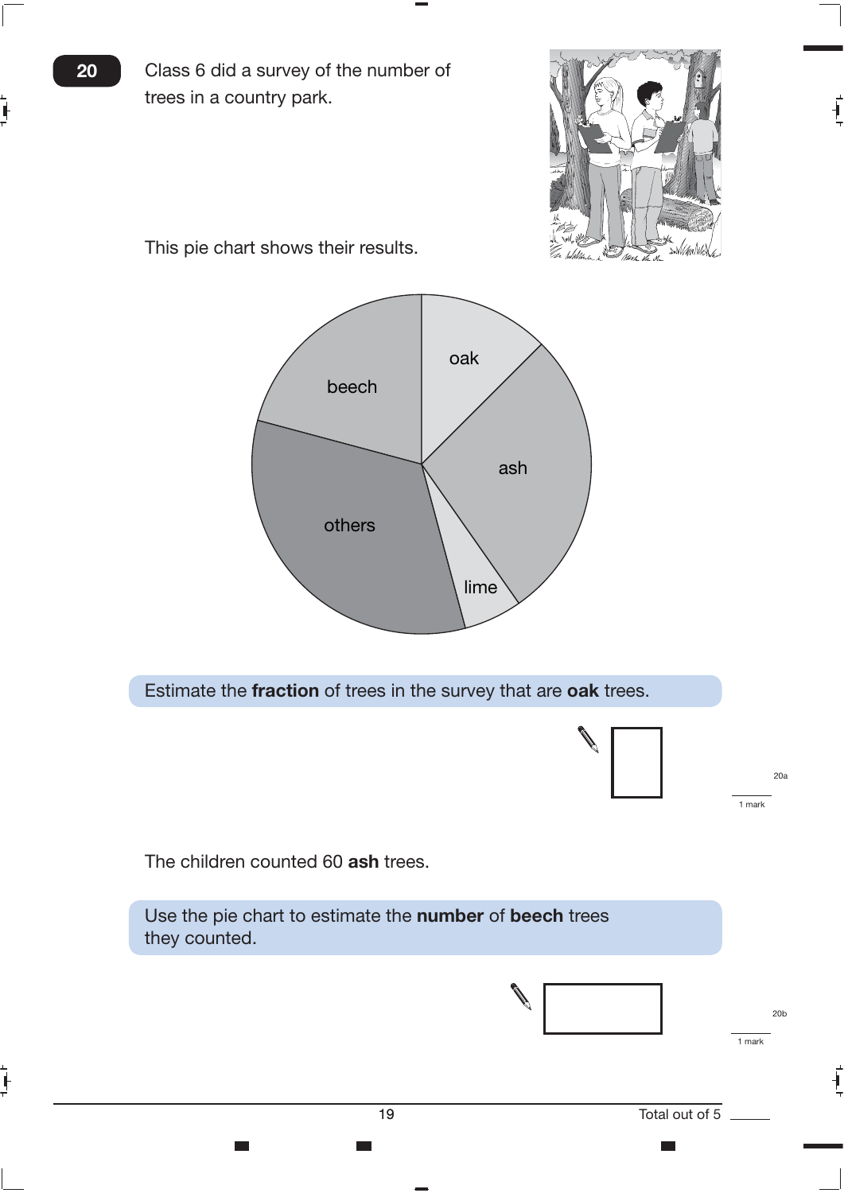**20** Class 6 did a survey of the number of trees in a country park.

This pie chart shows their results.

oak

beech

ash

others

lime

Estimate the **fraction** of trees in the survey that are **oak** trees.

20a

1 mark

The children counted 60 **ash** trees.

Use the pie chart to estimate the **number** of **beech** trees they counted.

20b

1 mark

Total out of 5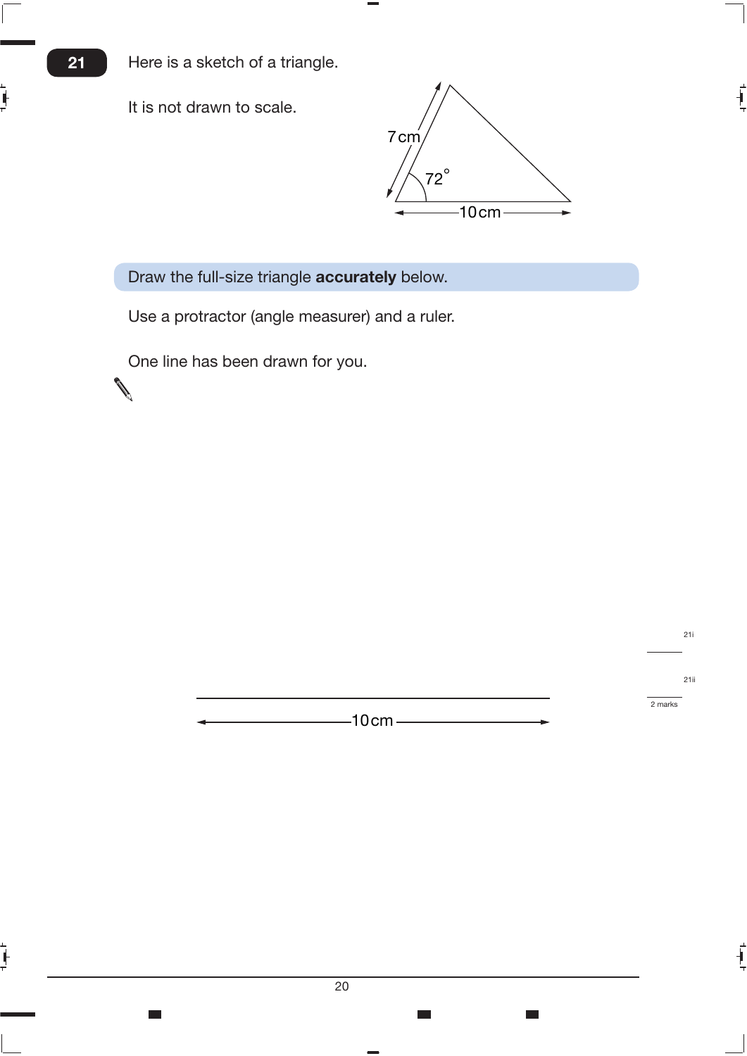**21** Here is a sketch of a triangle.

It is not drawn to scale.

7 cm

$72^\circ$

10 cm

**Draw the full-size triangle accurately below.**

Use a protractor (angle measurer) and a ruler.

One line has been drawn for you.

10 cm

2 marks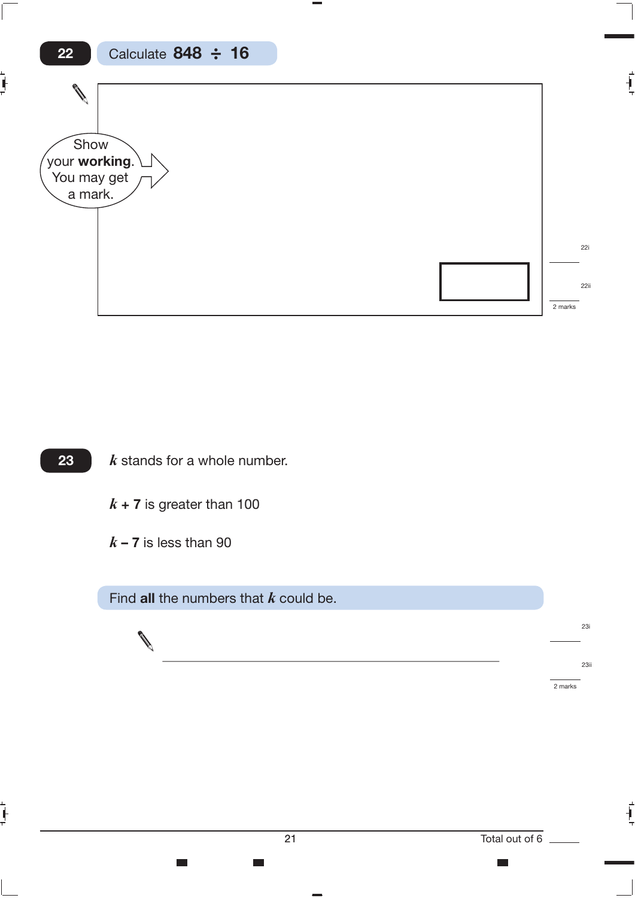**22** Calculate **848 ÷ 16**

Show your **working**. You may get a mark.

22i

22ii

2 marks

**23** $k$ stands for a whole number.

$k$ **+ 7** is greater than 100

$k$ **– 7** is less than 90

Find **all** the numbers that $k$ could be.

23i

23ii

2 marks

Total out of 6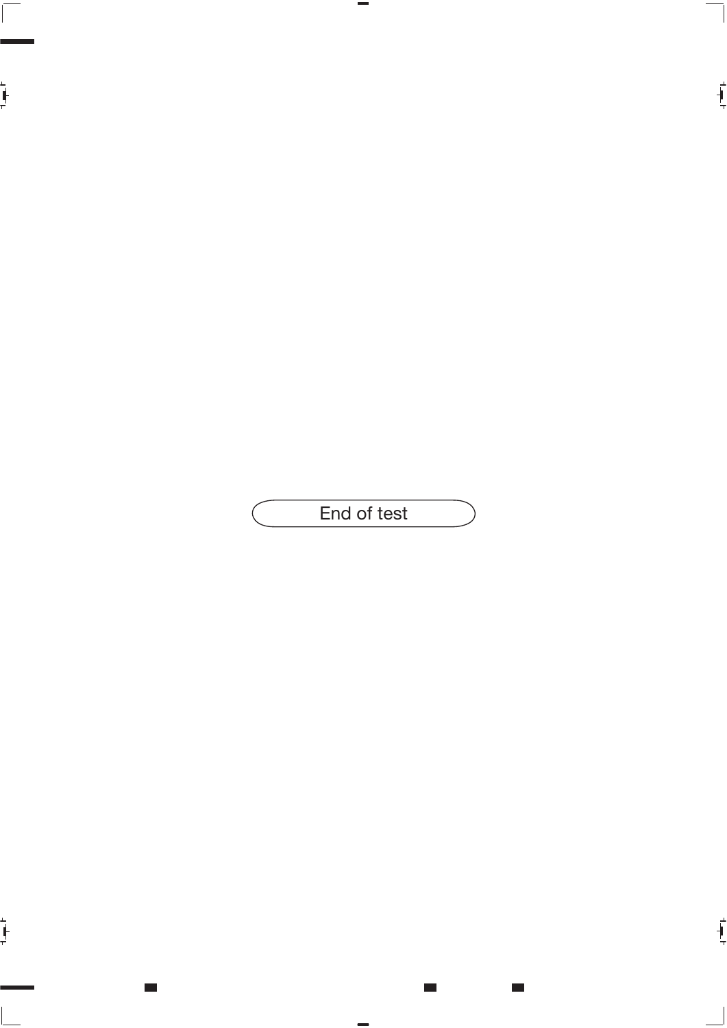End of test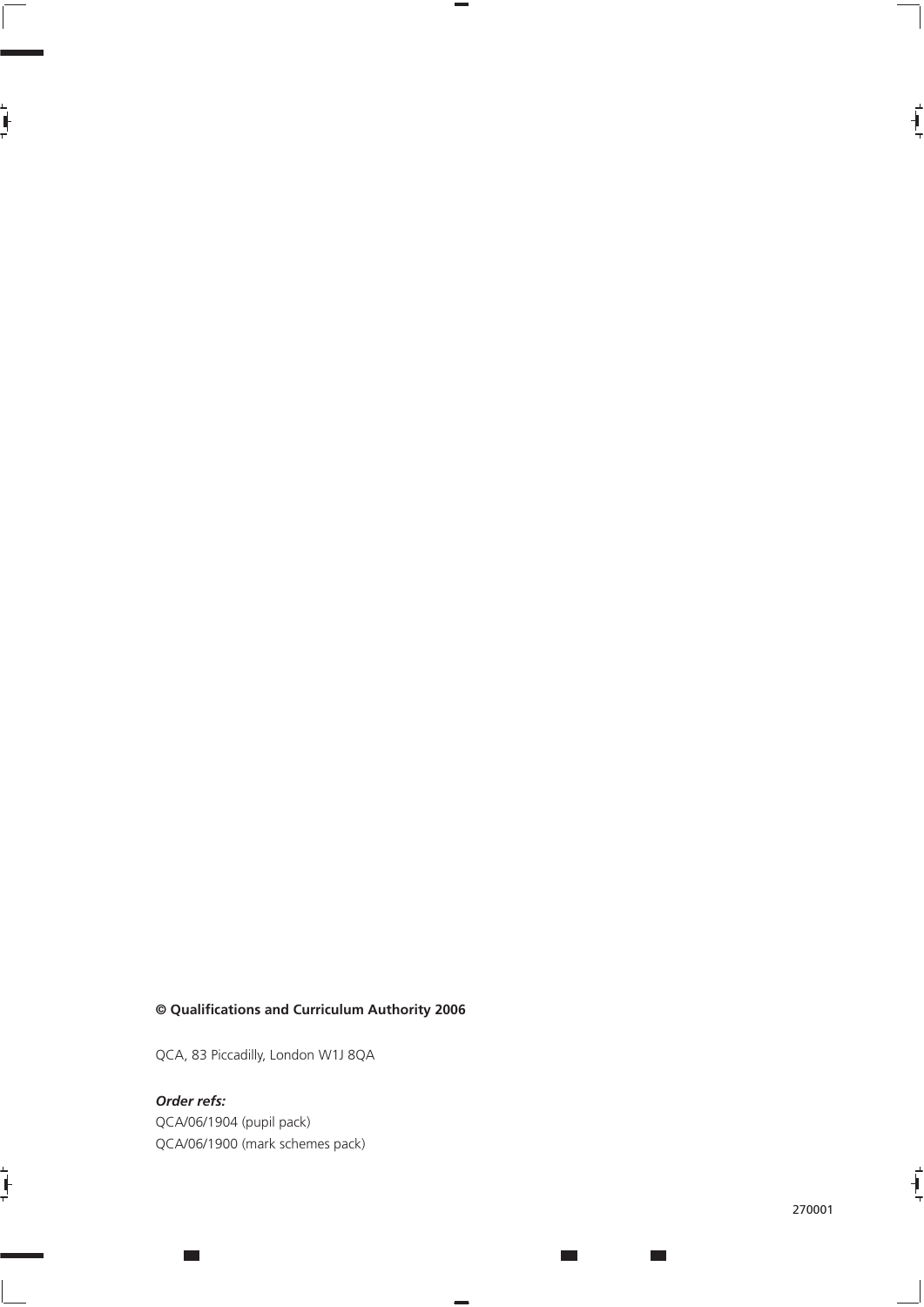**© Qualifications and Curriculum Authority 2006**

QCA, 83 Piccadilly, London W1J 8QA

***Order refs:***

QCA/06/1904 (pupil pack)

QCA/06/1900 (mark schemes pack)

270001